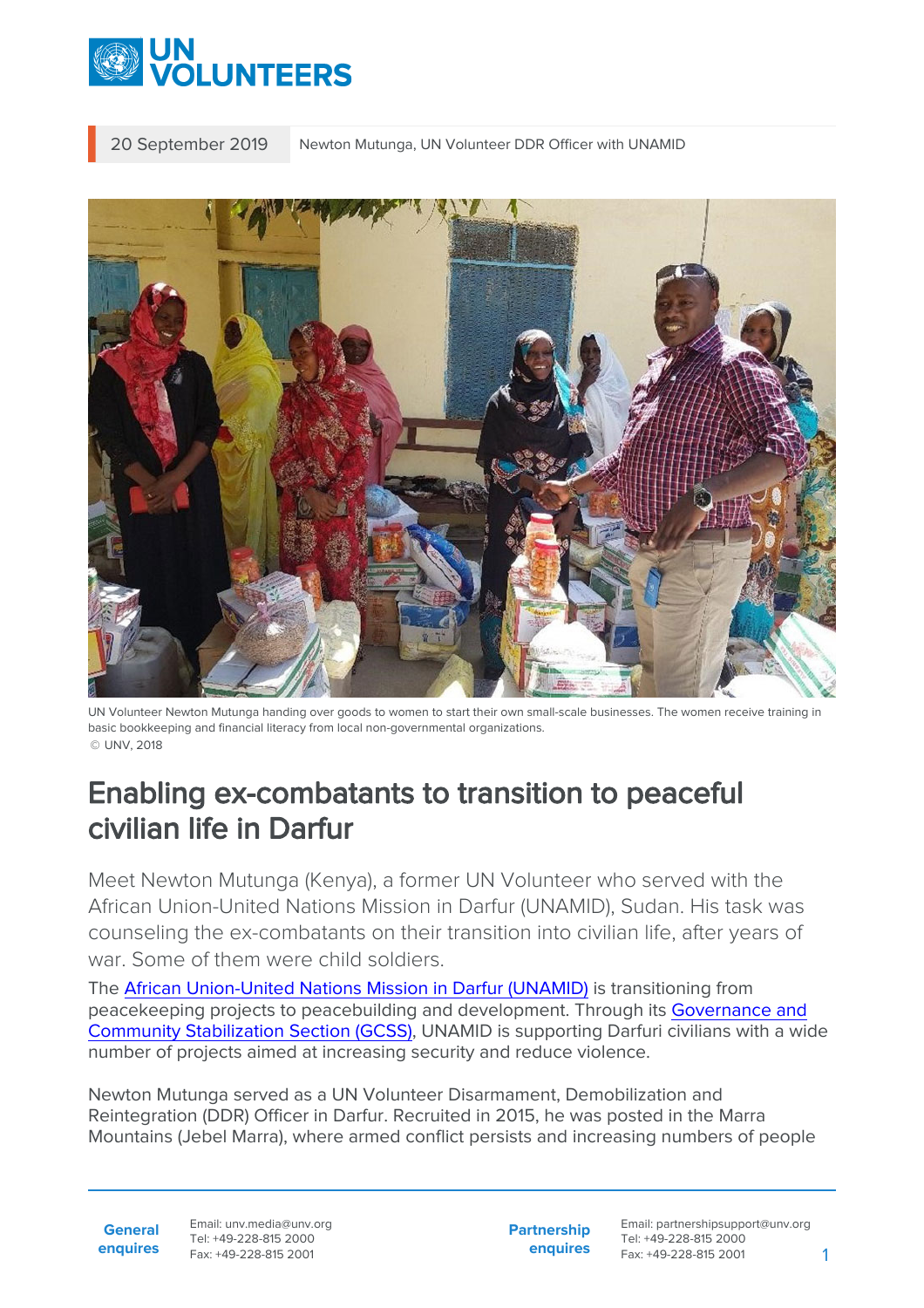20 September 2019 | Newton Mutunga, UN Volunteer DDR Officer with UNAMID

UN Volunteer Newton Mutunga handing over goods to women to start their own small-scale businesses. The women receive training in basic bookkeeping and financial literacy from local non-governmental organizations.
© UNV, 2018

# Enabling ex-combatants to transition to peaceful civilian life in Darfur

Meet Newton Mutunga (Kenya), a former UN Volunteer who served with the African Union-United Nations Mission in Darfur (UNAMID), Sudan. His task was counseling the ex-combatants on their transition into civilian life, after years of war. Some of them were child soldiers.

The African Union-United Nations Mission in Darfur (UNAMID) is transitioning from peacekeeping projects to peacebuilding and development. Through its Governance and Community Stabilization Section (GCSS), UNAMID is supporting Darfuri civilians with a wide number of projects aimed at increasing security and reduce violence.

Newton Mutunga served as a UN Volunteer Disarmament, Demobilization and Reintegration (DDR) Officer in Darfur. Recruited in 2015, he was posted in the Marra Mountains (Jebel Marra), where armed conflict persists and increasing numbers of people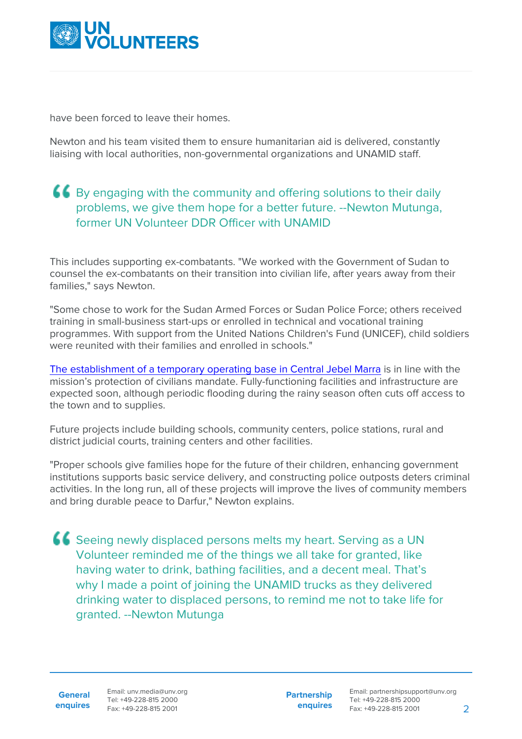have been forced to leave their homes.

Newton and his team visited them to ensure humanitarian aid is delivered, constantly liaising with local authorities, non-governmental organizations and UNAMID staff.

> By engaging with the community and offering solutions to their daily problems, we give them hope for a better future. --Newton Mutunga, former UN Volunteer DDR Officer with UNAMID

This includes supporting ex-combatants. "We worked with the Government of Sudan to counsel the ex-combatants on their transition into civilian life, after years away from their families," says Newton.

"Some chose to work for the Sudan Armed Forces or Sudan Police Force; others received training in small-business start-ups or enrolled in technical and vocational training programmes. With support from the United Nations Children's Fund (UNICEF), child soldiers were reunited with their families and enrolled in schools."

The establishment of a temporary operating base in Central Jebel Marra is in line with the mission's protection of civilians mandate. Fully-functioning facilities and infrastructure are expected soon, although periodic flooding during the rainy season often cuts off access to the town and to supplies.

Future projects include building schools, community centers, police stations, rural and district judicial courts, training centers and other facilities.

"Proper schools give families hope for the future of their children, enhancing government institutions supports basic service delivery, and constructing police outposts deters criminal activities. In the long run, all of these projects will improve the lives of community members and bring durable peace to Darfur," Newton explains.

> Seeing newly displaced persons melts my heart. Serving as a UN Volunteer reminded me of the things we all take for granted, like having water to drink, bathing facilities, and a decent meal. That's why I made a point of joining the UNAMID trucks as they delivered drinking water to displaced persons, to remind me not to take life for granted. --Newton Mutunga

**General enquires** Email: unv.media@unv.org Tel: +49-228-815 2000 Fax: +49-228-815 2001

**Partnership enquires** Email: partnershipsupport@unv.org Tel: +49-228-815 2000 Fax: +49-228-815 2001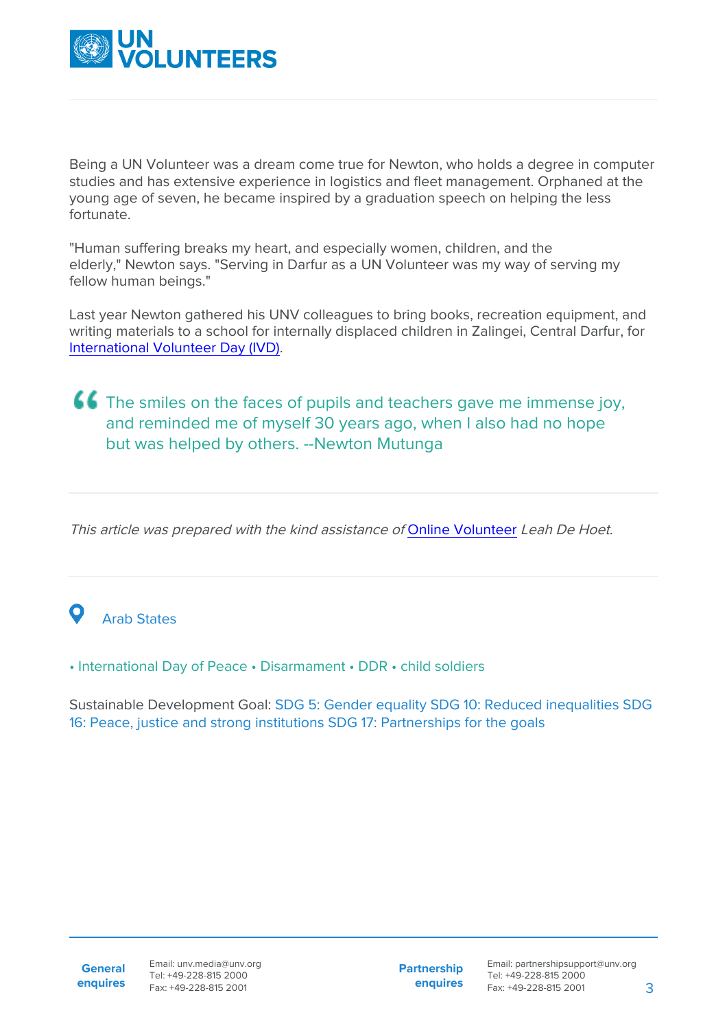Being a UN Volunteer was a dream come true for Newton, who holds a degree in computer studies and has extensive experience in logistics and fleet management. Orphaned at the young age of seven, he became inspired by a graduation speech on helping the less fortunate.

"Human suffering breaks my heart, and especially women, children, and the elderly," Newton says. "Serving in Darfur as a UN Volunteer was my way of serving my fellow human beings."

Last year Newton gathered his UNV colleagues to bring books, recreation equipment, and writing materials to a school for internally displaced children in Zalingei, Central Darfur, for [International Volunteer Day (IVD)](#).

> The smiles on the faces of pupils and teachers gave me immense joy, and reminded me of myself 30 years ago, when I also had no hope but was helped by others. --Newton Mutunga

---

*This article was prepared with the kind assistance of* [Online Volunteer](#) *Leah De Hoet.*

---

Arab States

• International Day of Peace • Disarmament • DDR • child soldiers

Sustainable Development Goal: SDG 5: Gender equality SDG 10: Reduced inequalities SDG 16: Peace, justice and strong institutions SDG 17: Partnerships for the goals

**General enquires**
Email: unv.media@unv.org
Tel: +49-228-815 2000
Fax: +49-228-815 2001

**Partnership enquires**
Email: partnershipsupport@unv.org
Tel: +49-228-815 2000
Fax: +49-228-815 2001